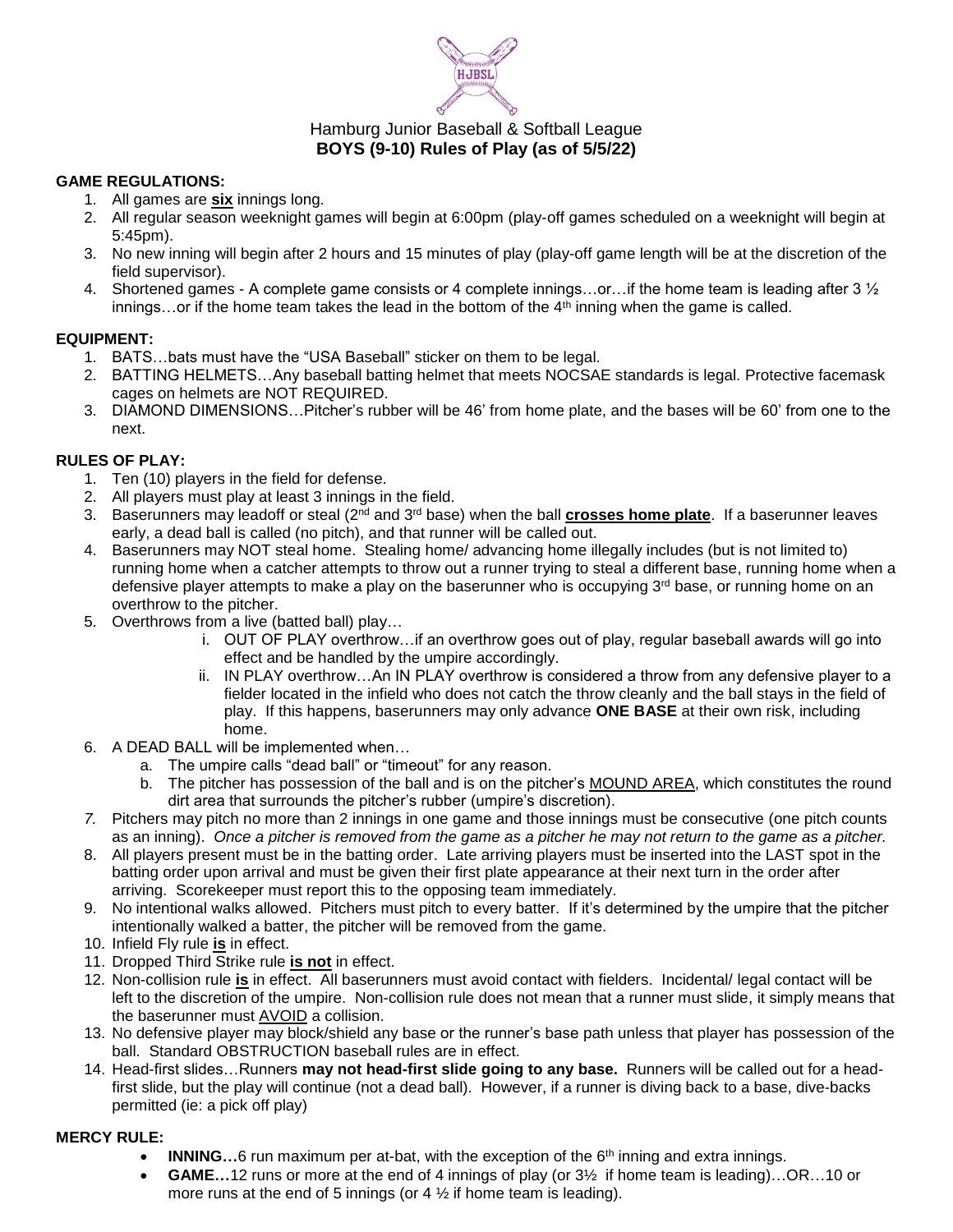Hamburg Junior Baseball & Softball League

# BOYS (9-10) Rules of Play (as of 5/5/22)

## GAME REGULATIONS:

1. All games are **six** innings long.
2. All regular season weeknight games will begin at 6:00pm (play-off games scheduled on a weeknight will begin at 5:45pm).
3. No new inning will begin after 2 hours and 15 minutes of play (play-off game length will be at the discretion of the field supervisor).
4. Shortened games - A complete game consists or 4 complete innings…or…if the home team is leading after 3 ½ innings…or if the home team takes the lead in the bottom of the 4th inning when the game is called.

## EQUIPMENT:

1. BATS…bats must have the "USA Baseball" sticker on them to be legal.
2. BATTING HELMETS…Any baseball batting helmet that meets NOCSAE standards is legal. Protective facemask cages on helmets are NOT REQUIRED.
3. DIAMOND DIMENSIONS…Pitcher's rubber will be 46' from home plate, and the bases will be 60' from one to the next.

## RULES OF PLAY:

1. Ten (10) players in the field for defense.
2. All players must play at least 3 innings in the field.
3. Baserunners may leadoff or steal (2nd and 3rd base) when the ball **crosses home plate**. If a baserunner leaves early, a dead ball is called (no pitch), and that runner will be called out.
4. Baserunners may NOT steal home. Stealing home/ advancing home illegally includes (but is not limited to) running home when a catcher attempts to throw out a runner trying to steal a different base, running home when a defensive player attempts to make a play on the baserunner who is occupying 3rd base, or running home on an overthrow to the pitcher.
5. Overthrows from a live (batted ball) play…
   1. OUT OF PLAY overthrow…if an overthrow goes out of play, regular baseball awards will go into effect and be handled by the umpire accordingly.
   2. IN PLAY overthrow…An IN PLAY overthrow is considered a throw from any defensive player to a fielder located in the infield who does not catch the throw cleanly and the ball stays in the field of play. If this happens, baserunners may only advance **ONE BASE** at their own risk, including home.
6. A DEAD BALL will be implemented when…
   a. The umpire calls "dead ball" or "timeout" for any reason.
   b. The pitcher has possession of the ball and is on the pitcher's MOUND AREA, which constitutes the round dirt area that surrounds the pitcher's rubber (umpire's discretion).
7. Pitchers may pitch no more than 2 innings in one game and those innings must be consecutive (one pitch counts as an inning). *Once a pitcher is removed from the game as a pitcher he may not return to the game as a pitcher.*
8. All players present must be in the batting order. Late arriving players must be inserted into the LAST spot in the batting order upon arrival and must be given their first plate appearance at their next turn in the order after arriving. Scorekeeper must report this to the opposing team immediately.
9. No intentional walks allowed. Pitchers must pitch to every batter. If it's determined by the umpire that the pitcher intentionally walked a batter, the pitcher will be removed from the game.
10. Infield Fly rule **is** in effect.
11. Dropped Third Strike rule **is not** in effect.
12. Non-collision rule **is** in effect. All baserunners must avoid contact with fielders. Incidental/ legal contact will be left to the discretion of the umpire. Non-collision rule does not mean that a runner must slide, it simply means that the baserunner must AVOID a collision.
13. No defensive player may block/shield any base or the runner's base path unless that player has possession of the ball. Standard OBSTRUCTION baseball rules are in effect.
14. Head-first slides…Runners **may not head-first slide going to any base.** Runners will be called out for a head-first slide, but the play will continue (not a dead ball). However, if a runner is diving back to a base, dive-backs permitted (ie: a pick off play)

## MERCY RULE:

- **INNING…**6 run maximum per at-bat, with the exception of the 6th inning and extra innings.
- **GAME…**12 runs or more at the end of 4 innings of play (or 3½ if home team is leading)…OR…10 or more runs at the end of 5 innings (or 4 ½ if home team is leading).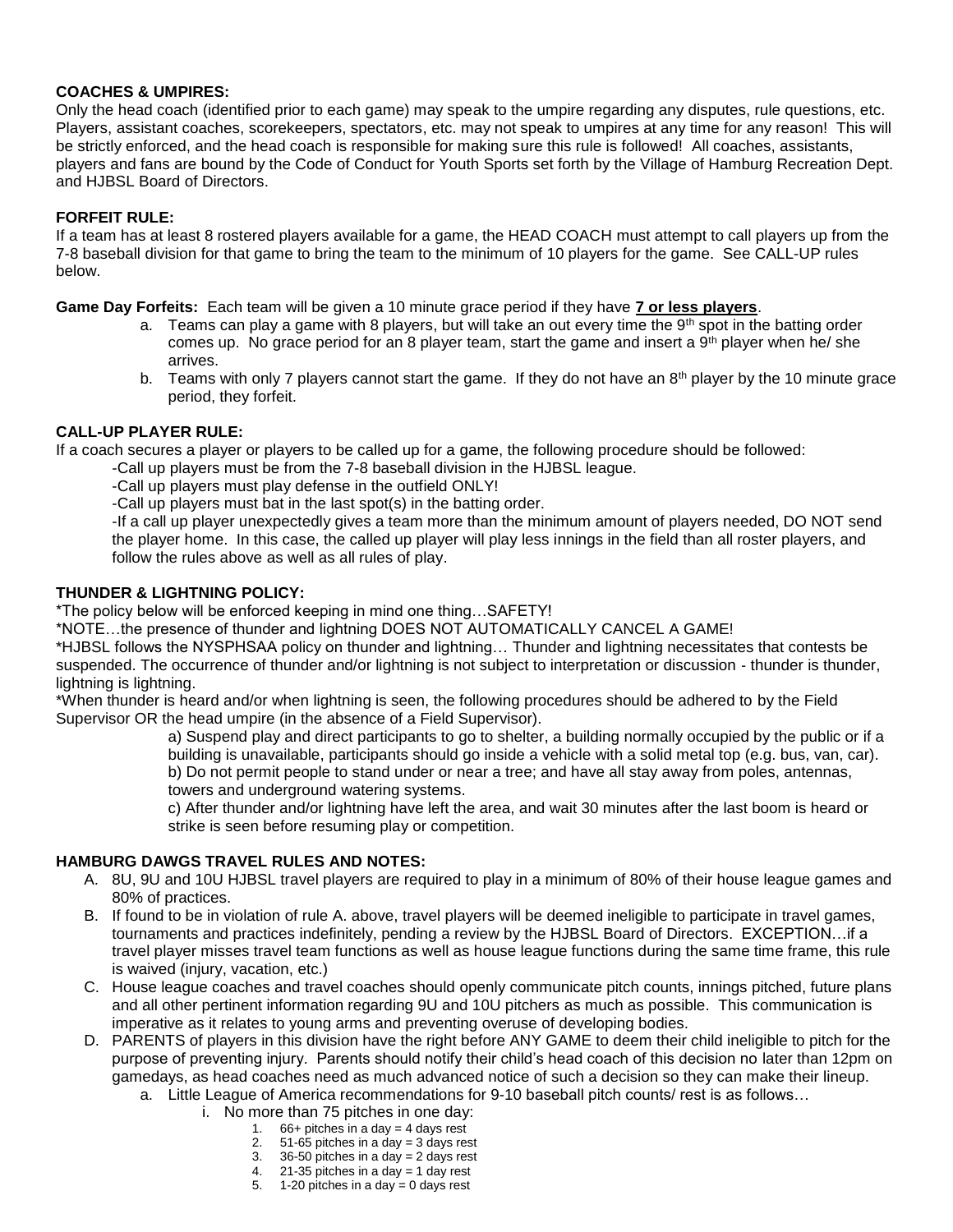**COACHES & UMPIRES:**
Only the head coach (identified prior to each game) may speak to the umpire regarding any disputes, rule questions, etc. Players, assistant coaches, scorekeepers, spectators, etc. may not speak to umpires at any time for any reason! This will be strictly enforced, and the head coach is responsible for making sure this rule is followed! All coaches, assistants, players and fans are bound by the Code of Conduct for Youth Sports set forth by the Village of Hamburg Recreation Dept. and HJBSL Board of Directors.

**FORFEIT RULE:**
If a team has at least 8 rostered players available for a game, the HEAD COACH must attempt to call players up from the 7-8 baseball division for that game to bring the team to the minimum of 10 players for the game. See CALL-UP rules below.

**Game Day Forfeits:** Each team will be given a 10 minute grace period if they have **<u>7 or less players</u>**.

a. Teams can play a game with 8 players, but will take an out every time the 9th spot in the batting order comes up. No grace period for an 8 player team, start the game and insert a 9th player when he/ she arrives.
b. Teams with only 7 players cannot start the game. If they do not have an 8th player by the 10 minute grace period, they forfeit.

**CALL-UP PLAYER RULE:**
If a coach secures a player or players to be called up for a game, the following procedure should be followed:

-Call up players must be from the 7-8 baseball division in the HJBSL league.
-Call up players must play defense in the outfield ONLY!
-Call up players must bat in the last spot(s) in the batting order.
-If a call up player unexpectedly gives a team more than the minimum amount of players needed, DO NOT send the player home. In this case, the called up player will play less innings in the field than all roster players, and follow the rules above as well as all rules of play.

**THUNDER & LIGHTNING POLICY:**
*The policy below will be enforced keeping in mind one thing…SAFETY!
*NOTE…the presence of thunder and lightning DOES NOT AUTOMATICALLY CANCEL A GAME!
*HJBSL follows the NYSPHSAA policy on thunder and lightning… Thunder and lightning necessitates that contests be suspended. The occurrence of thunder and/or lightning is not subject to interpretation or discussion - thunder is thunder, lightning is lightning.
*When thunder is heard and/or when lightning is seen, the following procedures should be adhered to by the Field Supervisor OR the head umpire (in the absence of a Field Supervisor).

a) Suspend play and direct participants to go to shelter, a building normally occupied by the public or if a building is unavailable, participants should go inside a vehicle with a solid metal top (e.g. bus, van, car).
b) Do not permit people to stand under or near a tree; and have all stay away from poles, antennas, towers and underground watering systems.
c) After thunder and/or lightning have left the area, and wait 30 minutes after the last boom is heard or strike is seen before resuming play or competition.

**HAMBURG DAWGS TRAVEL RULES AND NOTES:**

A. 8U, 9U and 10U HJBSL travel players are required to play in a minimum of 80% of their house league games and 80% of practices.
B. If found to be in violation of rule A. above, travel players will be deemed ineligible to participate in travel games, tournaments and practices indefinitely, pending a review by the HJBSL Board of Directors. EXCEPTION…if a travel player misses travel team functions as well as house league functions during the same time frame, this rule is waived (injury, vacation, etc.)
C. House league coaches and travel coaches should openly communicate pitch counts, innings pitched, future plans and all other pertinent information regarding 9U and 10U pitchers as much as possible. This communication is imperative as it relates to young arms and preventing overuse of developing bodies.
D. PARENTS of players in this division have the right before ANY GAME to deem their child ineligible to pitch for the purpose of preventing injury. Parents should notify their child's head coach of this decision no later than 12pm on gamedays, as head coaches need as much advanced notice of such a decision so they can make their lineup.
    a. Little League of America recommendations for 9-10 baseball pitch counts/ rest is as follows…
        i. No more than 75 pitches in one day:
            1. 66+ pitches in a day = 4 days rest
            2. 51-65 pitches in a day = 3 days rest
            3. 36-50 pitches in a day = 2 days rest
            4. 21-35 pitches in a day = 1 day rest
            5. 1-20 pitches in a day = 0 days rest